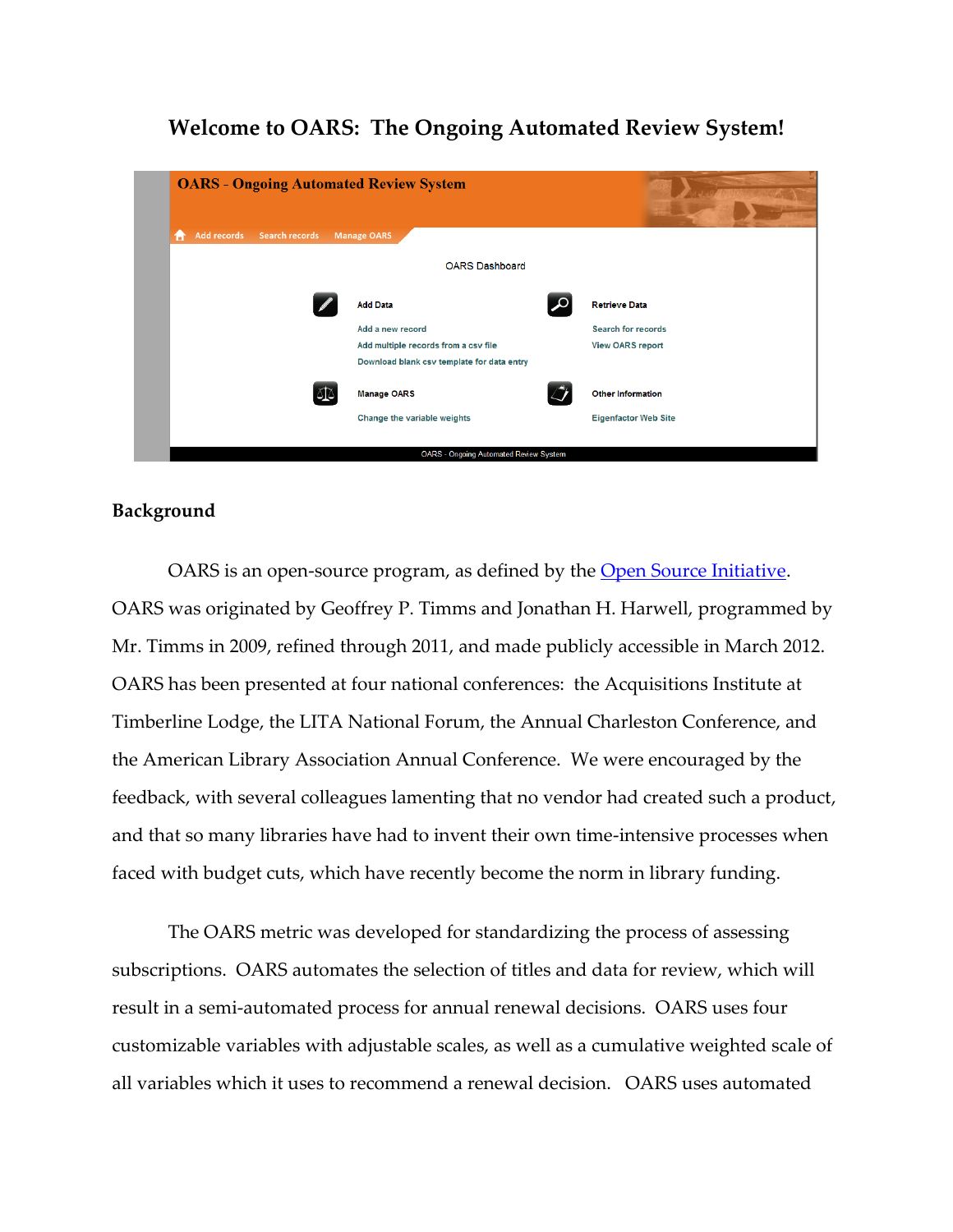# Welcome to OARS: The Ongoing Automated Review System!

## Background

OARS is an open-source program, as defined by the Open Source Initiative. OARS was originated by Geoffrey P. Timms and Jonathan H. Harwell, programmed by Mr. Timms in 2009, refined through 2011, and made publicly accessible in March 2012. OARS has been presented at four national conferences: the Acquisitions Institute at Timberline Lodge, the LITA National Forum, the Annual Charleston Conference, and the American Library Association Annual Conference. We were encouraged by the feedback, with several colleagues lamenting that no vendor had created such a product, and that so many libraries have had to invent their own time-intensive processes when faced with budget cuts, which have recently become the norm in library funding.

The OARS metric was developed for standardizing the process of assessing subscriptions. OARS automates the selection of titles and data for review, which will result in a semi-automated process for annual renewal decisions. OARS uses four customizable variables with adjustable scales, as well as a cumulative weighted scale of all variables which it uses to recommend a renewal decision. OARS uses automated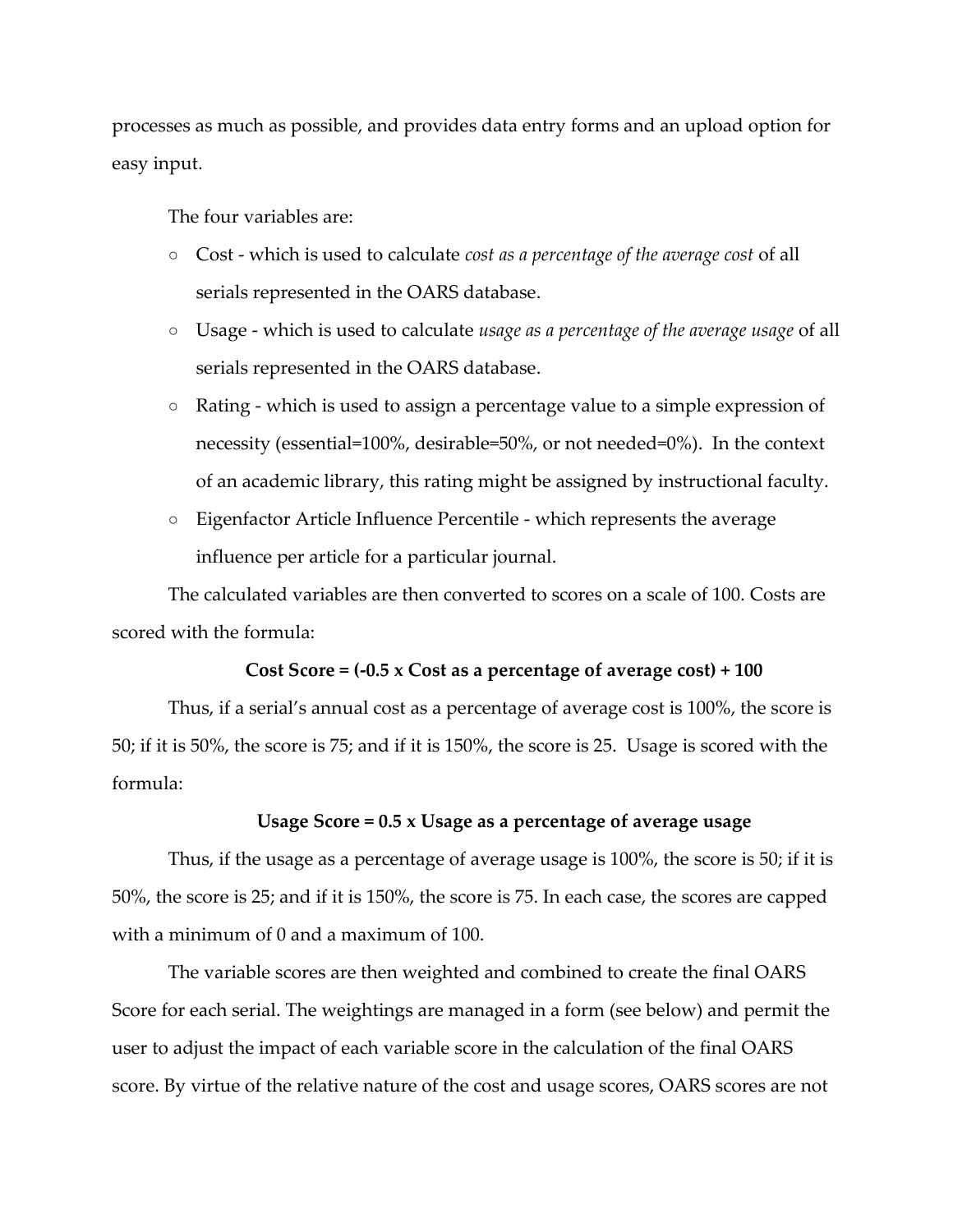processes as much as possible, and provides data entry forms and an upload option for easy input.

The four variables are:

- Cost - which is used to calculate *cost as a percentage of the average cost* of all serials represented in the OARS database.
- Usage - which is used to calculate *usage as a percentage of the average usage* of all serials represented in the OARS database.
- Rating - which is used to assign a percentage value to a simple expression of necessity (essential=100%, desirable=50%, or not needed=0%). In the context of an academic library, this rating might be assigned by instructional faculty.
- Eigenfactor Article Influence Percentile - which represents the average influence per article for a particular journal.

The calculated variables are then converted to scores on a scale of 100. Costs are scored with the formula:

**Cost Score = (-0.5 x Cost as a percentage of average cost) + 100**

Thus, if a serial's annual cost as a percentage of average cost is 100%, the score is 50; if it is 50%, the score is 75; and if it is 150%, the score is 25. Usage is scored with the formula:

**Usage Score = 0.5 x Usage as a percentage of average usage**

Thus, if the usage as a percentage of average usage is 100%, the score is 50; if it is 50%, the score is 25; and if it is 150%, the score is 75. In each case, the scores are capped with a minimum of 0 and a maximum of 100.

The variable scores are then weighted and combined to create the final OARS Score for each serial. The weightings are managed in a form (see below) and permit the user to adjust the impact of each variable score in the calculation of the final OARS score. By virtue of the relative nature of the cost and usage scores, OARS scores are not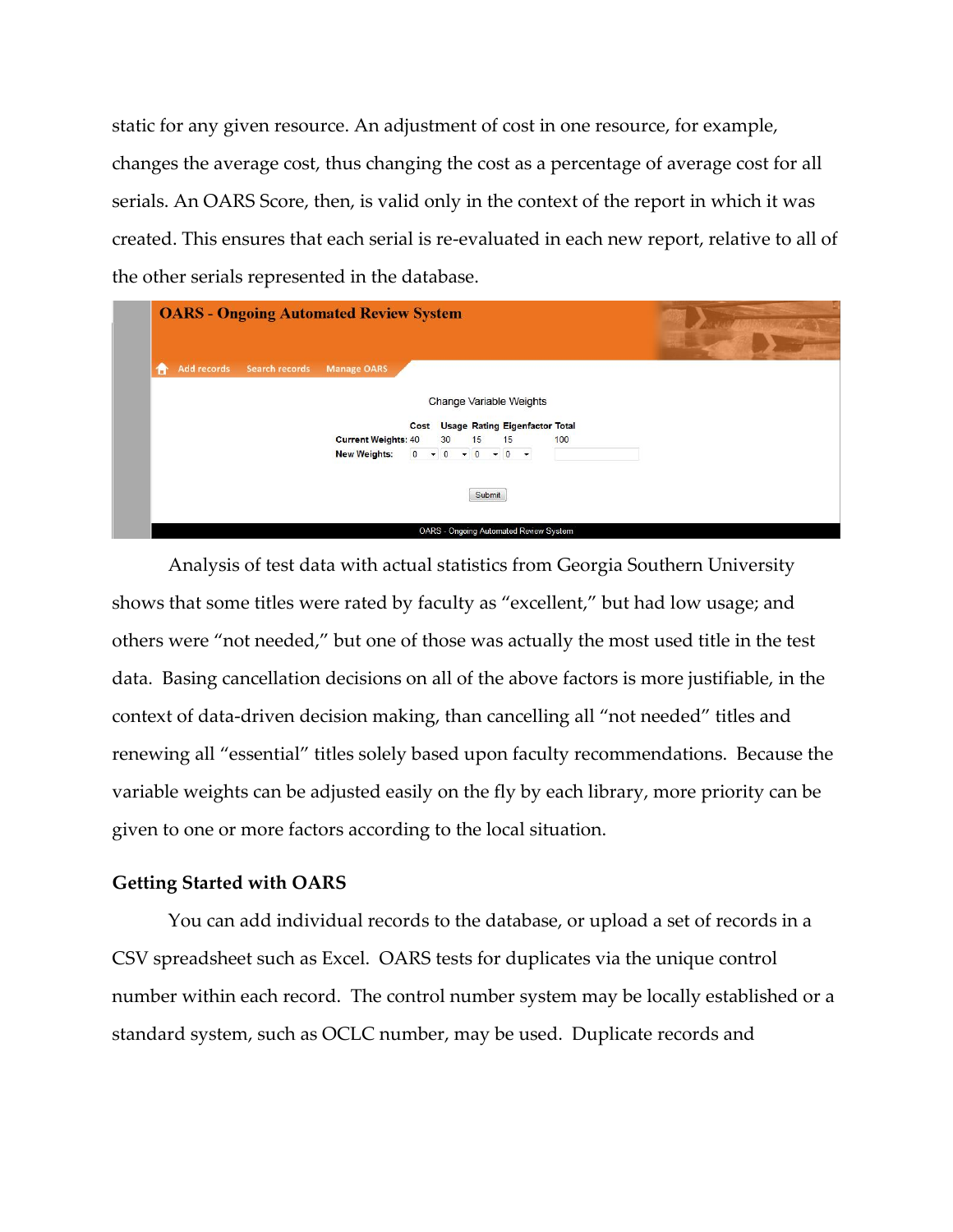static for any given resource. An adjustment of cost in one resource, for example, changes the average cost, thus changing the cost as a percentage of average cost for all serials. An OARS Score, then, is valid only in the context of the report in which it was created. This ensures that each serial is re-evaluated in each new report, relative to all of the other serials represented in the database.

**OARS - Ongoing Automated Review System**

Add records   Search records   Manage OARS

Change Variable Weights

| | Cost | Usage | Rating | Eigenfactor | Total |
|---|---|---|---|---|---|
| Current Weights: | 40 | 30 | 15 | 15 | 100 |
| New Weights: | 0 | 0 | 0 | 0 | |

Submit

OARS - Ongoing Automated Review System

Analysis of test data with actual statistics from Georgia Southern University shows that some titles were rated by faculty as "excellent," but had low usage; and others were "not needed," but one of those was actually the most used title in the test data. Basing cancellation decisions on all of the above factors is more justifiable, in the context of data-driven decision making, than cancelling all "not needed" titles and renewing all "essential" titles solely based upon faculty recommendations. Because the variable weights can be adjusted easily on the fly by each library, more priority can be given to one or more factors according to the local situation.

### Getting Started with OARS

You can add individual records to the database, or upload a set of records in a CSV spreadsheet such as Excel. OARS tests for duplicates via the unique control number within each record. The control number system may be locally established or a standard system, such as OCLC number, may be used. Duplicate records and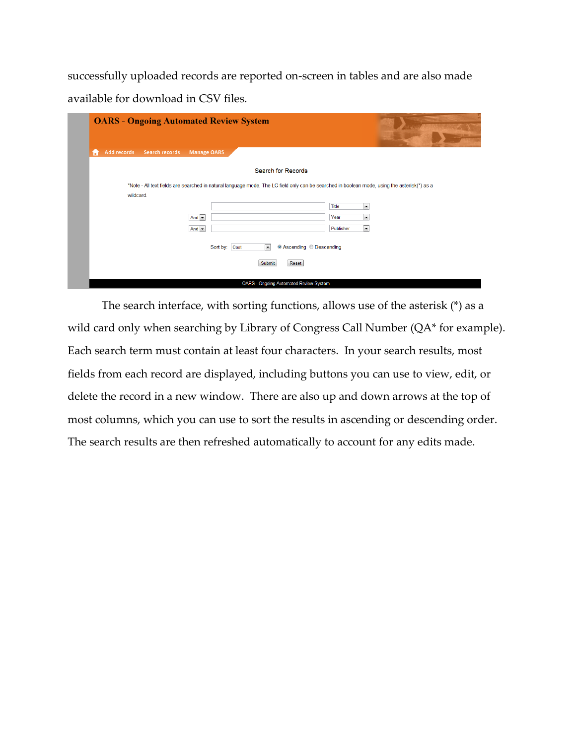successfully uploaded records are reported on-screen in tables and are also made available for download in CSV files.

OARS - Ongoing Automated Review System

Add records Search records Manage OARS

Search for Records

*Note - All text fields are searched in natural language mode. The LC field only can be searched in boolean mode, using the asterisk(*) as a wildcard.

Title

And Year

And Publisher

Sort by: Cost Ascending Descending

Submit Reset

OARS - Ongoing Automated Review System

The search interface, with sorting functions, allows use of the asterisk (*) as a wild card only when searching by Library of Congress Call Number (QA* for example). Each search term must contain at least four characters. In your search results, most fields from each record are displayed, including buttons you can use to view, edit, or delete the record in a new window. There are also up and down arrows at the top of most columns, which you can use to sort the results in ascending or descending order. The search results are then refreshed automatically to account for any edits made.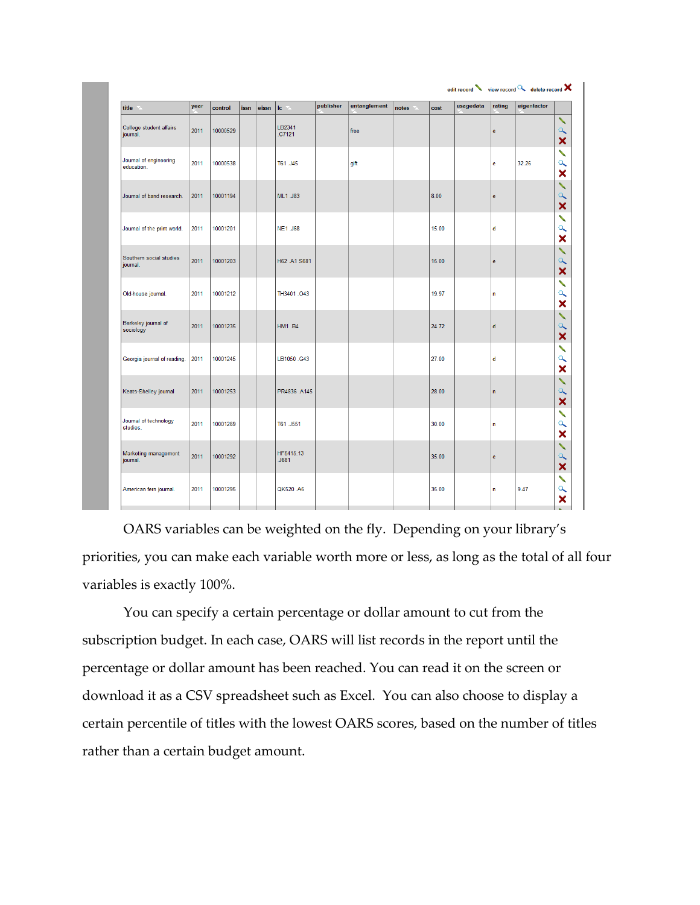edit record view record delete record

| title | year | control | issn | eissn | lc | publisher | entanglement | notes | cost | usagedata | rating | eigenfactor | |
|---|---|---|---|---|---|---|---|---|---|---|---|---|---|
| College student affairs journal. | 2011 | 10000529 | | | LB2341 .C7121 | | free | | | | e | | |
| Journal of engineering education. | 2011 | 10000538 | | | T61 .J45 | | gift | | | | e | 32.26 | |
| Journal of band research. | 2011 | 10001194 | | | ML1 .J83 | | | | 8.00 | | e | | |
| Journal of the print world. | 2011 | 10001201 | | | NE1 .J68 | | | | 15.00 | | d | | |
| Southern social studies journal. | 2011 | 10001203 | | | H62 .A1 S681 | | | | 15.00 | | e | | |
| Old-house journal. | 2011 | 10001212 | | | TH3401 .O43 | | | | 19.97 | | n | | |
| Berkeley journal of sociology | 2011 | 10001235 | | | HM1 .B4 | | | | 24.72 | | d | | |
| Georgia journal of reading. | 2011 | 10001245 | | | LB1050 .G43 | | | | 27.00 | | d | | |
| Keats-Shelley journal | 2011 | 10001253 | | | PR4836 .A145 | | | | 28.00 | | n | | |
| Journal of technology studies. | 2011 | 10001269 | | | T61 .J551 | | | | 30.00 | | n | | |
| Marketing management journal. | 2011 | 10001292 | | | HF5415.13 .J681 | | | | 35.00 | | e | | |
| American fern journal. | 2011 | 10001295 | | | QK520 .A6 | | | | 35.00 | | n | 9.47 | |

OARS variables can be weighted on the fly. Depending on your library's priorities, you can make each variable worth more or less, as long as the total of all four variables is exactly 100%.

You can specify a certain percentage or dollar amount to cut from the subscription budget. In each case, OARS will list records in the report until the percentage or dollar amount has been reached. You can read it on the screen or download it as a CSV spreadsheet such as Excel. You can also choose to display a certain percentile of titles with the lowest OARS scores, based on the number of titles rather than a certain budget amount.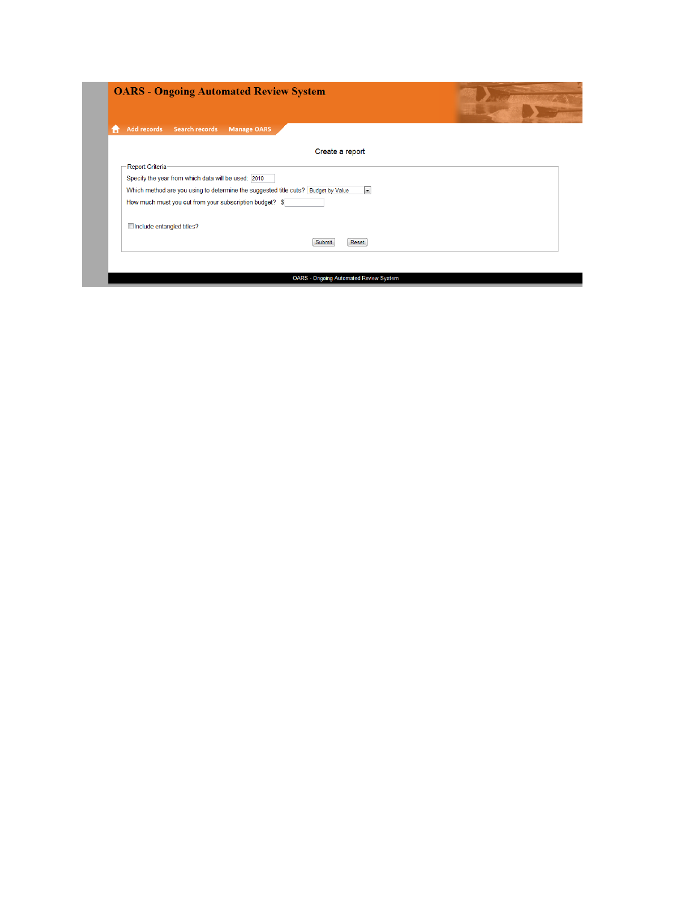# OARS - Ongoing Automated Review System

Add records  Search records  Manage OARS

Create a report

Report Criteria

Specify the year from which data will be used: 2010

Which method are you using to determine the suggested title cuts? Budget by Value

How much must you cut from your subscription budget? $

Include entangled titles?

Submit  Reset

OARS - Ongoing Automated Review System